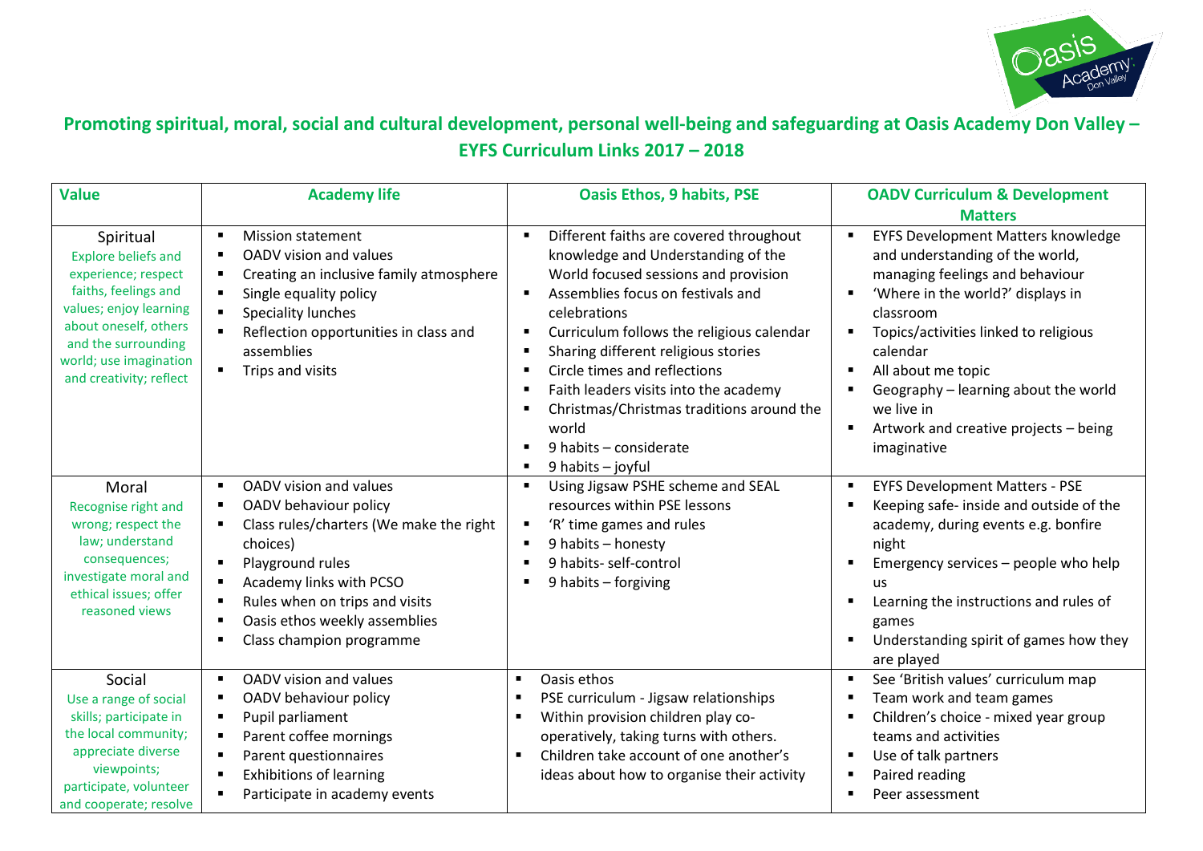## Promoting spiritual, moral, social and cultural development, personal well-being and safeguarding at Oasis Academy Don Valley – EYFS Curriculum Links 2017 – 2018

| Value | Academy life | Oasis Ethos, 9 habits, PSE | OADV Curriculum & Development Matters |
|---|---|---|---|
| Spiritual<br>Explore beliefs and experience; respect faiths, feelings and values; enjoy learning about oneself, others and the surrounding world; use imagination and creativity; reflect | ▪ Mission statement<br>▪ OADV vision and values<br>▪ Creating an inclusive family atmosphere<br>▪ Single equality policy<br>▪ Speciality lunches<br>▪ Reflection opportunities in class and assemblies<br>▪ Trips and visits | ▪ Different faiths are covered throughout knowledge and Understanding of the World focused sessions and provision<br>▪ Assemblies focus on festivals and celebrations<br>▪ Curriculum follows the religious calendar<br>▪ Sharing different religious stories<br>▪ Circle times and reflections<br>▪ Faith leaders visits into the academy<br>▪ Christmas/Christmas traditions around the world<br>▪ 9 habits – considerate<br>▪ 9 habits – joyful | ▪ EYFS Development Matters knowledge and understanding of the world, managing feelings and behaviour<br>▪ 'Where in the world?' displays in classroom<br>▪ Topics/activities linked to religious calendar<br>▪ All about me topic<br>▪ Geography – learning about the world we live in<br>▪ Artwork and creative projects – being imaginative |
| Moral<br>Recognise right and wrong; respect the law; understand consequences; investigate moral and ethical issues; offer reasoned views | ▪ OADV vision and values<br>▪ OADV behaviour policy<br>▪ Class rules/charters (We make the right choices)<br>▪ Playground rules<br>▪ Academy links with PCSO<br>▪ Rules when on trips and visits<br>▪ Oasis ethos weekly assemblies<br>▪ Class champion programme | ▪ Using Jigsaw PSHE scheme and SEAL resources within PSE lessons<br>▪ 'R' time games and rules<br>▪ 9 habits – honesty<br>▪ 9 habits- self-control<br>▪ 9 habits – forgiving | ▪ EYFS Development Matters - PSE<br>▪ Keeping safe- inside and outside of the academy, during events e.g. bonfire night<br>▪ Emergency services – people who help us<br>▪ Learning the instructions and rules of games<br>▪ Understanding spirit of games how they are played |
| Social<br>Use a range of social skills; participate in the local community; appreciate diverse viewpoints; participate, volunteer and cooperate; resolve | ▪ OADV vision and values<br>▪ OADV behaviour policy<br>▪ Pupil parliament<br>▪ Parent coffee mornings<br>▪ Parent questionnaires<br>▪ Exhibitions of learning<br>▪ Participate in academy events | ▪ Oasis ethos<br>▪ PSE curriculum - Jigsaw relationships<br>▪ Within provision children play co-operatively, taking turns with others.<br>▪ Children take account of one another's ideas about how to organise their activity | ▪ See 'British values' curriculum map<br>▪ Team work and team games<br>▪ Children's choice - mixed year group teams and activities<br>▪ Use of talk partners<br>▪ Paired reading<br>▪ Peer assessment |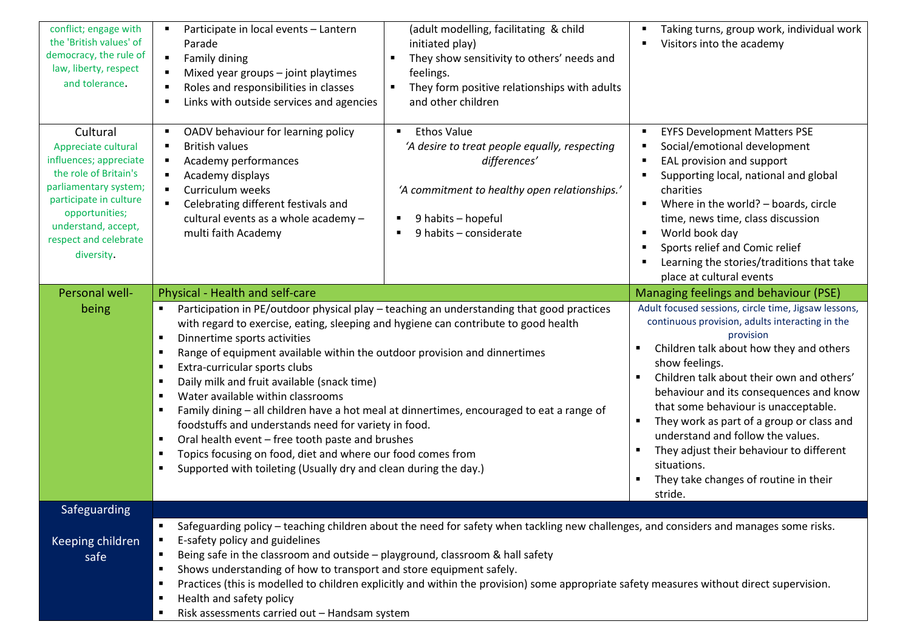| | | | |
|---|---|---|---|
| conflict; engage with the 'British values' of democracy, the rule of law, liberty, respect and tolerance. | ▪ Participate in local events – Lantern Parade<br>▪ Family dining<br>▪ Mixed year groups – joint playtimes<br>▪ Roles and responsibilities in classes<br>▪ Links with outside services and agencies | (adult modelling, facilitating & child initiated play)<br>▪ They show sensitivity to others' needs and feelings.<br>▪ They form positive relationships with adults and other children | ▪ Taking turns, group work, individual work<br>▪ Visitors into the academy |
| Cultural<br>Appreciate cultural influences; appreciate the role of Britain's parliamentary system; participate in culture opportunities; understand, accept, respect and celebrate diversity. | ▪ OADV behaviour for learning policy<br>▪ British values<br>▪ Academy performances<br>▪ Academy displays<br>▪ Curriculum weeks<br>▪ Celebrating different festivals and cultural events as a whole academy – multi faith Academy | ▪ Ethos Value<br>*'A desire to treat people equally, respecting differences'*<br>*'A commitment to healthy open relationships.'*<br>▪ 9 habits – hopeful<br>▪ 9 habits – considerate | ▪ EYFS Development Matters PSE<br>▪ Social/emotional development<br>▪ EAL provision and support<br>▪ Supporting local, national and global charities<br>▪ Where in the world? – boards, circle time, news time, class discussion<br>▪ World book day<br>▪ Sports relief and Comic relief<br>▪ Learning the stories/traditions that take place at cultural events |
| Personal well-being | Physical - Health and self-care | | Managing feelings and behaviour (PSE) |
| | ▪ Participation in PE/outdoor physical play – teaching an understanding that good practices with regard to exercise, eating, sleeping and hygiene can contribute to good health<br>▪ Dinnertime sports activities<br>▪ Range of equipment available within the outdoor provision and dinnertimes<br>▪ Extra-curricular sports clubs<br>▪ Daily milk and fruit available (snack time)<br>▪ Water available within classrooms<br>▪ Family dining – all children have a hot meal at dinnertimes, encouraged to eat a range of foodstuffs and understands need for variety in food.<br>▪ Oral health event – free tooth paste and brushes<br>▪ Topics focusing on food, diet and where our food comes from<br>▪ Supported with toileting (Usually dry and clean during the day.) | | Adult focused sessions, circle time, Jigsaw lessons, continuous provision, adults interacting in the provision<br>▪ Children talk about how they and others show feelings.<br>▪ Children talk about their own and others' behaviour and its consequences and know that some behaviour is unacceptable.<br>▪ They work as part of a group or class and understand and follow the values.<br>▪ They adjust their behaviour to different situations.<br>▪ They take changes of routine in their stride. |
| Safeguarding<br><br>Keeping children safe | ▪ Safeguarding policy – teaching children about the need for safety when tackling new challenges, and considers and manages some risks.<br>▪ E-safety policy and guidelines<br>▪ Being safe in the classroom and outside – playground, classroom & hall safety<br>▪ Shows understanding of how to transport and store equipment safely.<br>▪ Practices (this is modelled to children explicitly and within the provision) some appropriate safety measures without direct supervision.<br>▪ Health and safety policy<br>▪ Risk assessments carried out – Handsam system | | |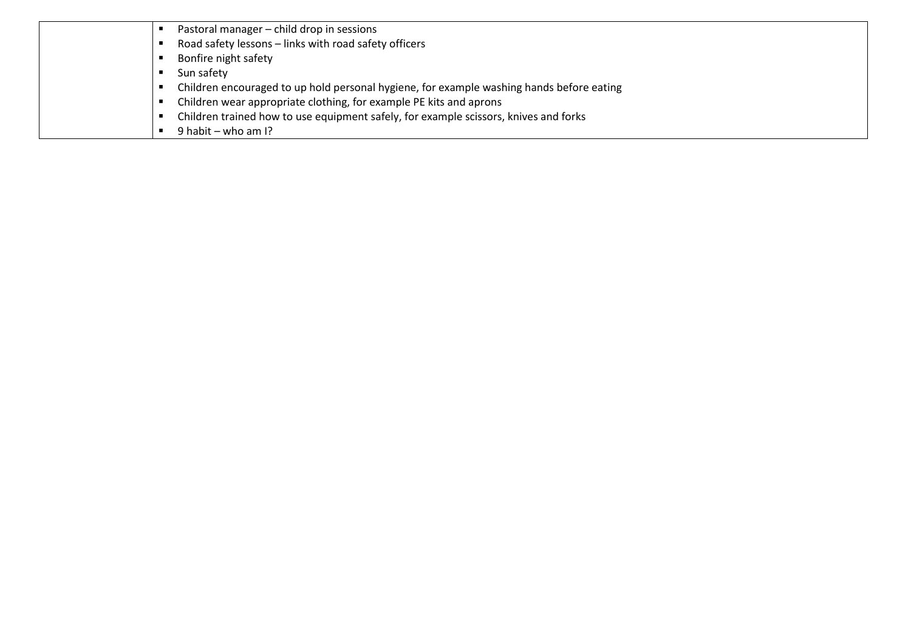| | |
|---|---|
| | ▪ Pastoral manager – child drop in sessions<br>▪ Road safety lessons – links with road safety officers<br>▪ Bonfire night safety<br>▪ Sun safety<br>▪ Children encouraged to up hold personal hygiene, for example washing hands before eating<br>▪ Children wear appropriate clothing, for example PE kits and aprons<br>▪ Children trained how to use equipment safely, for example scissors, knives and forks<br>▪ 9 habit – who am I? |